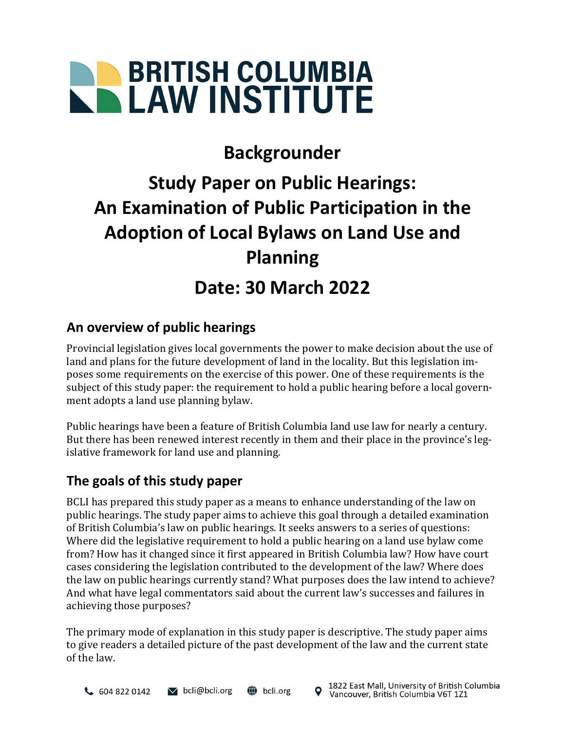# BRITISH COLUMBIA LAW INSTITUTE

## Backgrounder

## Study Paper on Public Hearings: An Examination of Public Participation in the Adoption of Local Bylaws on Land Use and Planning

## Date: 30 March 2022

### An overview of public hearings

Provincial legislation gives local governments the power to make decision about the use of land and plans for the future development of land in the locality. But this legislation imposes some requirements on the exercise of this power. One of these requirements is the subject of this study paper: the requirement to hold a public hearing before a local government adopts a land use planning bylaw.

Public hearings have been a feature of British Columbia land use law for nearly a century. But there has been renewed interest recently in them and their place in the province's legislative framework for land use and planning.

### The goals of this study paper

BCLI has prepared this study paper as a means to enhance understanding of the law on public hearings. The study paper aims to achieve this goal through a detailed examination of British Columbia's law on public hearings. It seeks answers to a series of questions: Where did the legislative requirement to hold a public hearing on a land use bylaw come from? How has it changed since it first appeared in British Columbia law? How have court cases considering the legislation contributed to the development of the law? Where does the law on public hearings currently stand? What purposes does the law intend to achieve? And what have legal commentators said about the current law's successes and failures in achieving those purposes?

The primary mode of explanation in this study paper is descriptive. The study paper aims to give readers a detailed picture of the past development of the law and the current state of the law.

604 822 0142 | bcli@bcli.org | bcli.org | 1822 East Mall, University of British Columbia Vancouver, British Columbia V6T 1Z1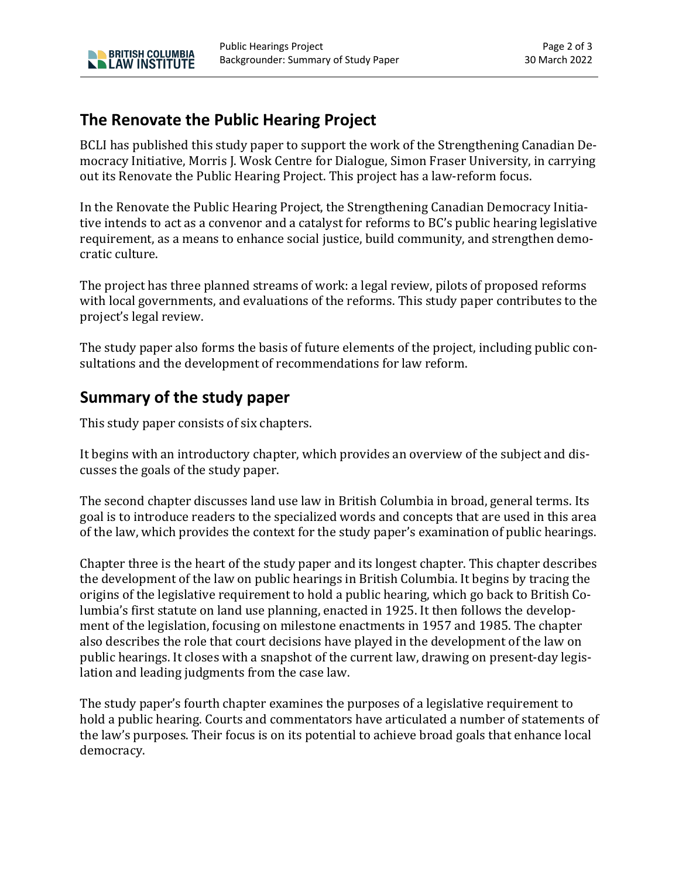## The Renovate the Public Hearing Project

BCLI has published this study paper to support the work of the Strengthening Canadian Democracy Initiative, Morris J. Wosk Centre for Dialogue, Simon Fraser University, in carrying out its Renovate the Public Hearing Project. This project has a law-reform focus.

In the Renovate the Public Hearing Project, the Strengthening Canadian Democracy Initiative intends to act as a convenor and a catalyst for reforms to BC's public hearing legislative requirement, as a means to enhance social justice, build community, and strengthen democratic culture.

The project has three planned streams of work: a legal review, pilots of proposed reforms with local governments, and evaluations of the reforms. This study paper contributes to the project's legal review.

The study paper also forms the basis of future elements of the project, including public consultations and the development of recommendations for law reform.

## Summary of the study paper

This study paper consists of six chapters.

It begins with an introductory chapter, which provides an overview of the subject and discusses the goals of the study paper.

The second chapter discusses land use law in British Columbia in broad, general terms. Its goal is to introduce readers to the specialized words and concepts that are used in this area of the law, which provides the context for the study paper's examination of public hearings.

Chapter three is the heart of the study paper and its longest chapter. This chapter describes the development of the law on public hearings in British Columbia. It begins by tracing the origins of the legislative requirement to hold a public hearing, which go back to British Columbia's first statute on land use planning, enacted in 1925. It then follows the development of the legislation, focusing on milestone enactments in 1957 and 1985. The chapter also describes the role that court decisions have played in the development of the law on public hearings. It closes with a snapshot of the current law, drawing on present-day legislation and leading judgments from the case law.

The study paper's fourth chapter examines the purposes of a legislative requirement to hold a public hearing. Courts and commentators have articulated a number of statements of the law's purposes. Their focus is on its potential to achieve broad goals that enhance local democracy.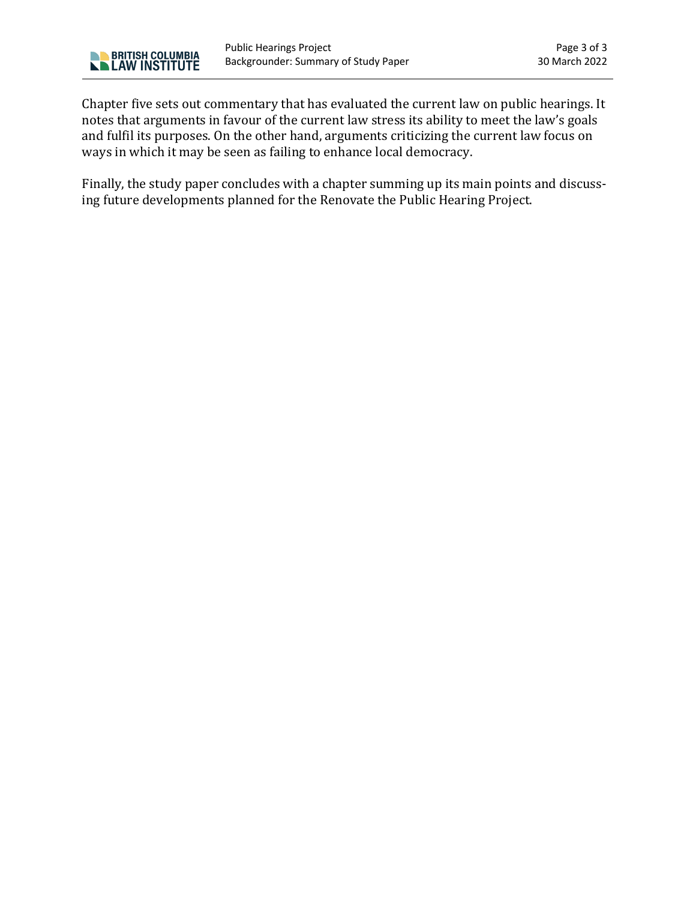Chapter five sets out commentary that has evaluated the current law on public hearings. It notes that arguments in favour of the current law stress its ability to meet the law's goals and fulfil its purposes. On the other hand, arguments criticizing the current law focus on ways in which it may be seen as failing to enhance local democracy.

Finally, the study paper concludes with a chapter summing up its main points and discussing future developments planned for the Renovate the Public Hearing Project.